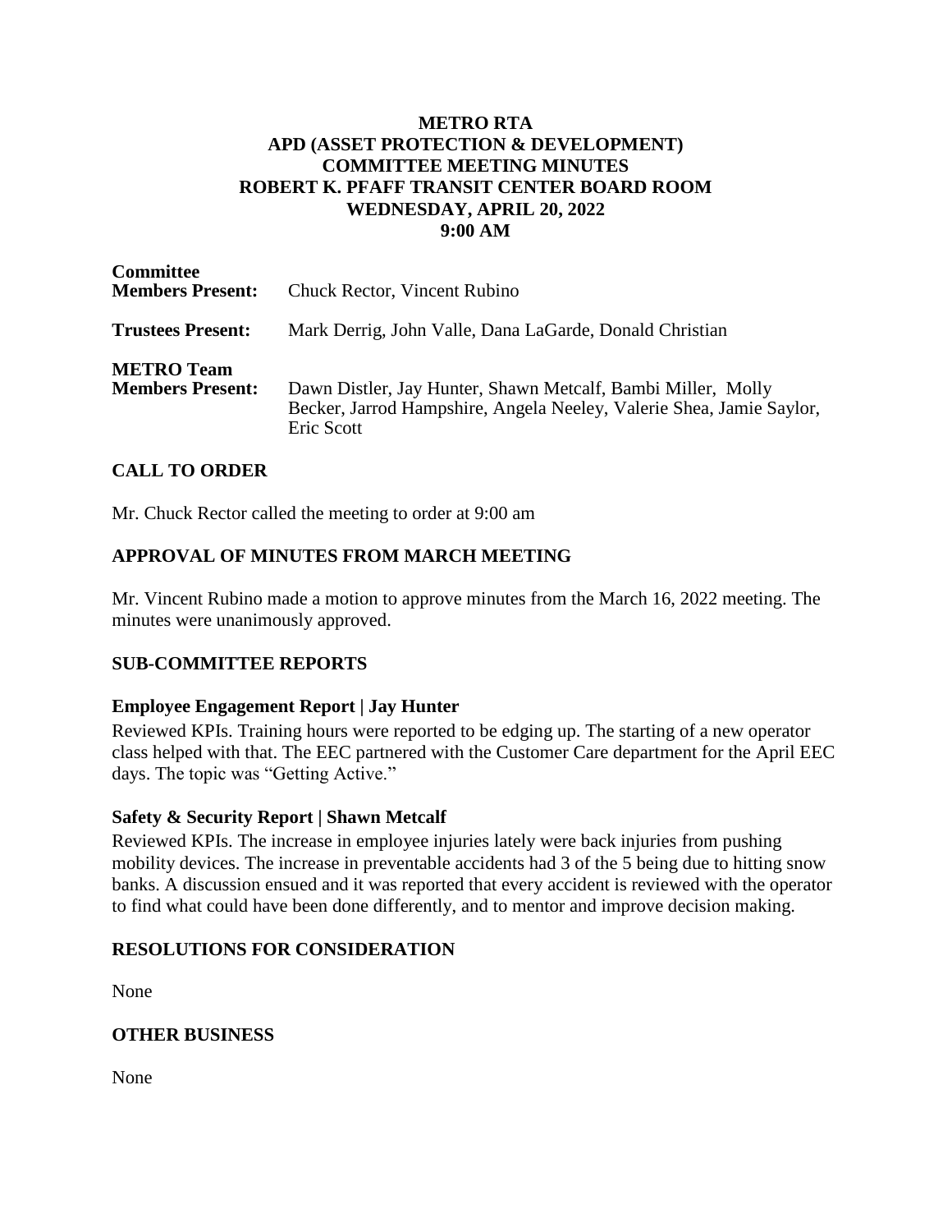# METRO RTA
# APD (ASSET PROTECTION & DEVELOPMENT)
# COMMITTEE MEETING MINUTES
# ROBERT K. PFAFF TRANSIT CENTER BOARD ROOM
# WEDNESDAY, APRIL 20, 2022
# 9:00 AM

**Committee Members Present:** Chuck Rector, Vincent Rubino

**Trustees Present:** Mark Derrig, John Valle, Dana LaGarde, Donald Christian

**METRO Team Members Present:** Dawn Distler, Jay Hunter, Shawn Metcalf, Bambi Miller, Molly Becker, Jarrod Hampshire, Angela Neeley, Valerie Shea, Jamie Saylor, Eric Scott

## CALL TO ORDER

Mr. Chuck Rector called the meeting to order at 9:00 am

## APPROVAL OF MINUTES FROM MARCH MEETING

Mr. Vincent Rubino made a motion to approve minutes from the March 16, 2022 meeting. The minutes were unanimously approved.

## SUB-COMMITTEE REPORTS

### Employee Engagement Report | Jay Hunter

Reviewed KPIs. Training hours were reported to be edging up. The starting of a new operator class helped with that. The EEC partnered with the Customer Care department for the April EEC days. The topic was "Getting Active."

### Safety & Security Report | Shawn Metcalf

Reviewed KPIs. The increase in employee injuries lately were back injuries from pushing mobility devices. The increase in preventable accidents had 3 of the 5 being due to hitting snow banks. A discussion ensued and it was reported that every accident is reviewed with the operator to find what could have been done differently, and to mentor and improve decision making.

## RESOLUTIONS FOR CONSIDERATION

None

## OTHER BUSINESS

None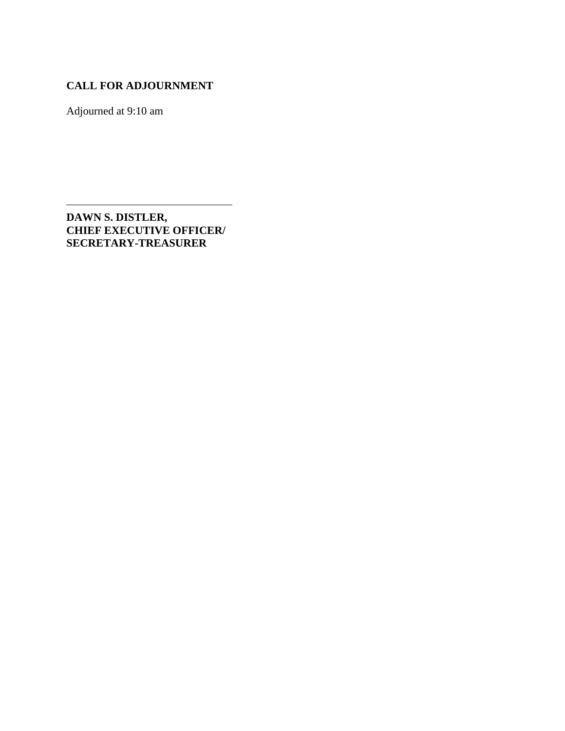**CALL FOR ADJOURNMENT**

Adjourned at 9:10 am

\_\_\_\_\_\_\_\_\_\_\_\_\_\_\_\_\_\_\_\_\_\_\_\_\_\_\_\_\_\_\_\_

**DAWN S. DISTLER,**
**CHIEF EXECUTIVE OFFICER/**
**SECRETARY-TREASURER**